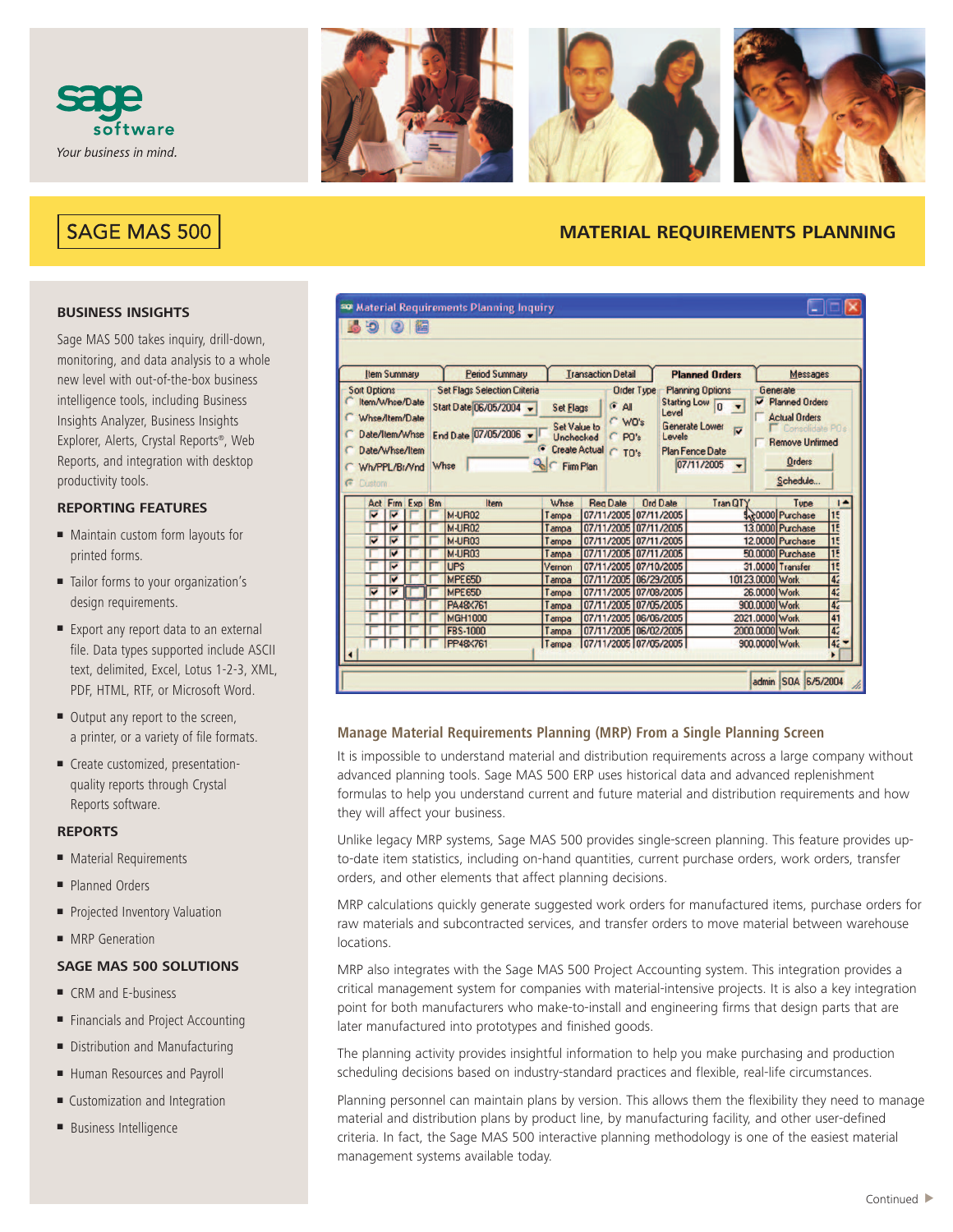sage software

*Your business in mind.*

# SAGE MAS 500

## MATERIAL REQUIREMENTS PLANNING

### BUSINESS INSIGHTS

Sage MAS 500 takes inquiry, drill-down, monitoring, and data analysis to a whole new level with out-of-the-box business intelligence tools, including Business Insights Analyzer, Business Insights Explorer, Alerts, Crystal Reports®, Web Reports, and integration with desktop productivity tools.

### REPORTING FEATURES

- Maintain custom form layouts for printed forms.
- Tailor forms to your organization's design requirements.
- Export any report data to an external file. Data types supported include ASCII text, delimited, Excel, Lotus 1-2-3, XML, PDF, HTML, RTF, or Microsoft Word.
- Output any report to the screen, a printer, or a variety of file formats.
- Create customized, presentation-quality reports through Crystal Reports software.

### REPORTS

- Material Requirements
- Planned Orders
- Projected Inventory Valuation
- MRP Generation

### SAGE MAS 500 SOLUTIONS

- CRM and E-business
- Financials and Project Accounting
- Distribution and Manufacturing
- Human Resources and Payroll
- Customization and Integration
- Business Intelligence

### Manage Material Requirements Planning (MRP) From a Single Planning Screen

It is impossible to understand material and distribution requirements across a large company without advanced planning tools. Sage MAS 500 ERP uses historical data and advanced replenishment formulas to help you understand current and future material and distribution requirements and how they will affect your business.

Unlike legacy MRP systems, Sage MAS 500 provides single-screen planning. This feature provides up-to-date item statistics, including on-hand quantities, current purchase orders, work orders, transfer orders, and other elements that affect planning decisions.

MRP calculations quickly generate suggested work orders for manufactured items, purchase orders for raw materials and subcontracted services, and transfer orders to move material between warehouse locations.

MRP also integrates with the Sage MAS 500 Project Accounting system. This integration provides a critical management system for companies with material-intensive projects. It is also a key integration point for both manufacturers who make-to-install and engineering firms that design parts that are later manufactured into prototypes and finished goods.

The planning activity provides insightful information to help you make purchasing and production scheduling decisions based on industry-standard practices and flexible, real-life circumstances.

Planning personnel can maintain plans by version. This allows them the flexibility they need to manage material and distribution plans by product line, by manufacturing facility, and other user-defined criteria. In fact, the Sage MAS 500 interactive planning methodology is one of the easiest material management systems available today.

Continued ▶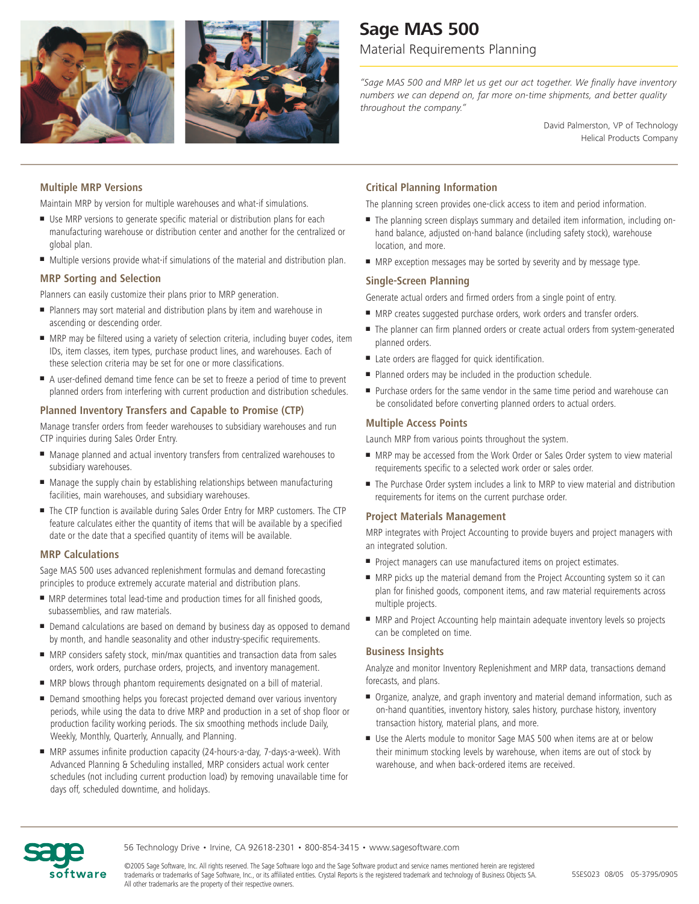# Sage MAS 500

Material Requirements Planning

*"Sage MAS 500 and MRP let us get our act together. We finally have inventory numbers we can depend on, far more on-time shipments, and better quality throughout the company."*

David Palmerston, VP of Technology
Helical Products Company

### Multiple MRP Versions

Maintain MRP by version for multiple warehouses and what-if simulations.

- Use MRP versions to generate specific material or distribution plans for each manufacturing warehouse or distribution center and another for the centralized or global plan.
- Multiple versions provide what-if simulations of the material and distribution plan.

### MRP Sorting and Selection

Planners can easily customize their plans prior to MRP generation.

- Planners may sort material and distribution plans by item and warehouse in ascending or descending order.
- MRP may be filtered using a variety of selection criteria, including buyer codes, item IDs, item classes, item types, purchase product lines, and warehouses. Each of these selection criteria may be set for one or more classifications.
- A user-defined demand time fence can be set to freeze a period of time to prevent planned orders from interfering with current production and distribution schedules.

### Planned Inventory Transfers and Capable to Promise (CTP)

Manage transfer orders from feeder warehouses to subsidiary warehouses and run CTP inquiries during Sales Order Entry.

- Manage planned and actual inventory transfers from centralized warehouses to subsidiary warehouses.
- Manage the supply chain by establishing relationships between manufacturing facilities, main warehouses, and subsidiary warehouses.
- The CTP function is available during Sales Order Entry for MRP customers. The CTP feature calculates either the quantity of items that will be available by a specified date or the date that a specified quantity of items will be available.

### MRP Calculations

Sage MAS 500 uses advanced replenishment formulas and demand forecasting principles to produce extremely accurate material and distribution plans.

- MRP determines total lead-time and production times for all finished goods, subassemblies, and raw materials.
- Demand calculations are based on demand by business day as opposed to demand by month, and handle seasonality and other industry-specific requirements.
- MRP considers safety stock, min/max quantities and transaction data from sales orders, work orders, purchase orders, projects, and inventory management.
- MRP blows through phantom requirements designated on a bill of material.
- Demand smoothing helps you forecast projected demand over various inventory periods, while using the data to drive MRP and production in a set of shop floor or production facility working periods. The six smoothing methods include Daily, Weekly, Monthly, Quarterly, Annually, and Planning.
- MRP assumes infinite production capacity (24-hours-a-day, 7-days-a-week). With Advanced Planning & Scheduling installed, MRP considers actual work center schedules (not including current production load) by removing unavailable time for days off, scheduled downtime, and holidays.

### Critical Planning Information

The planning screen provides one-click access to item and period information.

- The planning screen displays summary and detailed item information, including on-hand balance, adjusted on-hand balance (including safety stock), warehouse location, and more.
- MRP exception messages may be sorted by severity and by message type.

### Single-Screen Planning

Generate actual orders and firmed orders from a single point of entry.

- MRP creates suggested purchase orders, work orders and transfer orders.
- The planner can firm planned orders or create actual orders from system-generated planned orders.
- Late orders are flagged for quick identification.
- Planned orders may be included in the production schedule.
- Purchase orders for the same vendor in the same time period and warehouse can be consolidated before converting planned orders to actual orders.

### Multiple Access Points

Launch MRP from various points throughout the system.

- MRP may be accessed from the Work Order or Sales Order system to view material requirements specific to a selected work order or sales order.
- The Purchase Order system includes a link to MRP to view material and distribution requirements for items on the current purchase order.

### Project Materials Management

MRP integrates with Project Accounting to provide buyers and project managers with an integrated solution.

- Project managers can use manufactured items on project estimates.
- MRP picks up the material demand from the Project Accounting system so it can plan for finished goods, component items, and raw material requirements across multiple projects.
- MRP and Project Accounting help maintain adequate inventory levels so projects can be completed on time.

### Business Insights

Analyze and monitor Inventory Replenishment and MRP data, transactions demand forecasts, and plans.

- Organize, analyze, and graph inventory and material demand information, such as on-hand quantities, inventory history, sales history, purchase history, inventory transaction history, material plans, and more.
- Use the Alerts module to monitor Sage MAS 500 when items are at or below their minimum stocking levels by warehouse, when items are out of stock by warehouse, and when back-ordered items are received.

sage software

56 Technology Drive • Irvine, CA 92618-2301 • 800-854-3415 • www.sagesoftware.com

©2005 Sage Software, Inc. All rights reserved. The Sage Software logo and the Sage Software product and service names mentioned herein are registered trademarks or trademarks of Sage Software, Inc., or its affiliated entities. Crystal Reports is the registered trademark and technology of Business Objects SA. All other trademarks are the property of their respective owners.

5SES023 08/05 05-3795/0905